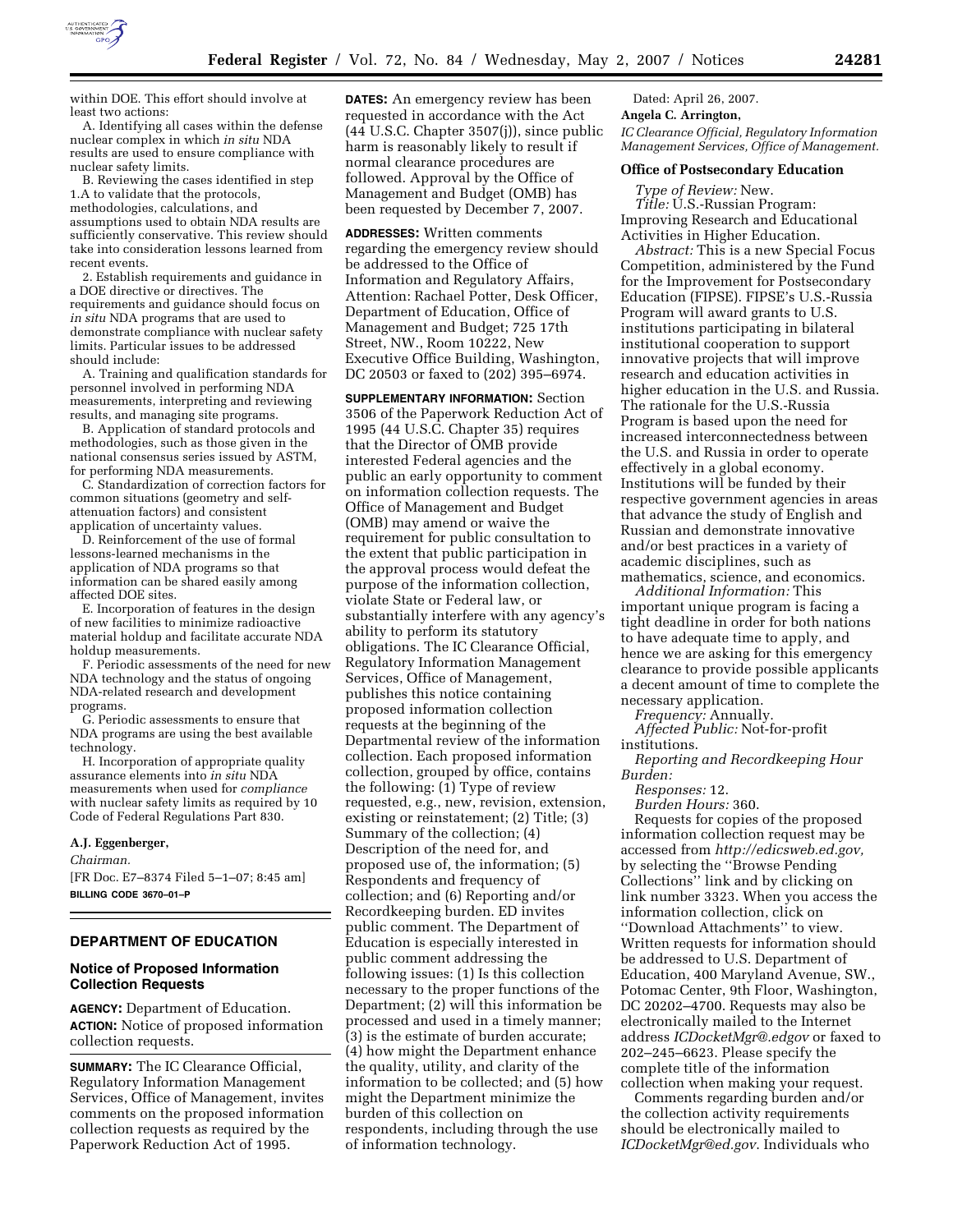within DOE. This effort should involve at least two actions:

A. Identifying all cases within the defense nuclear complex in which *in situ* NDA results are used to ensure compliance with nuclear safety limits.

B. Reviewing the cases identified in step 1.A to validate that the protocols, methodologies, calculations, and assumptions used to obtain NDA results are sufficiently conservative. This review should take into consideration lessons learned from recent events.

2. Establish requirements and guidance in a DOE directive or directives. The requirements and guidance should focus on *in situ* NDA programs that are used to demonstrate compliance with nuclear safety limits. Particular issues to be addressed should include:

A. Training and qualification standards for personnel involved in performing NDA measurements, interpreting and reviewing results, and managing site programs.

B. Application of standard protocols and methodologies, such as those given in the national consensus series issued by ASTM, for performing NDA measurements.

C. Standardization of correction factors for common situations (geometry and self-attenuation factors) and consistent application of uncertainty values.

D. Reinforcement of the use of formal lessons-learned mechanisms in the application of NDA programs so that information can be shared easily among affected DOE sites.

E. Incorporation of features in the design of new facilities to minimize radioactive material holdup and facilitate accurate NDA holdup measurements.

F. Periodic assessments of the need for new NDA technology and the status of ongoing NDA-related research and development programs.

G. Periodic assessments to ensure that NDA programs are using the best available technology.

H. Incorporation of appropriate quality assurance elements into *in situ* NDA measurements when used for *compliance* with nuclear safety limits as required by 10 Code of Federal Regulations Part 830.

**A.J. Eggenberger,**

*Chairman.*

[FR Doc. E7–8374 Filed 5–1–07; 8:45 am]

**BILLING CODE 3670–01–P**

## DEPARTMENT OF EDUCATION

### Notice of Proposed Information Collection Requests

**AGENCY:** Department of Education.

**ACTION:** Notice of proposed information collection requests.

**SUMMARY:** The IC Clearance Official, Regulatory Information Management Services, Office of Management, invites comments on the proposed information collection requests as required by the Paperwork Reduction Act of 1995.

**DATES:** An emergency review has been requested in accordance with the Act (44 U.S.C. Chapter 3507(j)), since public harm is reasonably likely to result if normal clearance procedures are followed. Approval by the Office of Management and Budget (OMB) has been requested by December 7, 2007.

**ADDRESSES:** Written comments regarding the emergency review should be addressed to the Office of Information and Regulatory Affairs, Attention: Rachael Potter, Desk Officer, Department of Education, Office of Management and Budget; 725 17th Street, NW., Room 10222, New Executive Office Building, Washington, DC 20503 or faxed to (202) 395–6974.

**SUPPLEMENTARY INFORMATION:** Section 3506 of the Paperwork Reduction Act of 1995 (44 U.S.C. Chapter 35) requires that the Director of OMB provide interested Federal agencies and the public an early opportunity to comment on information collection requests. The Office of Management and Budget (OMB) may amend or waive the requirement for public consultation to the extent that public participation in the approval process would defeat the purpose of the information collection, violate State or Federal law, or substantially interfere with any agency's ability to perform its statutory obligations. The IC Clearance Official, Regulatory Information Management Services, Office of Management, publishes this notice containing proposed information collection requests at the beginning of the Departmental review of the information collection. Each proposed information collection, grouped by office, contains the following: (1) Type of review requested, e.g., new, revision, extension, existing or reinstatement; (2) Title; (3) Summary of the collection; (4) Description of the need for, and proposed use of, the information; (5) Respondents and frequency of collection; and (6) Reporting and/or Recordkeeping burden. ED invites public comment. The Department of Education is especially interested in public comment addressing the following issues: (1) Is this collection necessary to the proper functions of the Department; (2) will this information be processed and used in a timely manner; (3) is the estimate of burden accurate; (4) how might the Department enhance the quality, utility, and clarity of the information to be collected; and (5) how might the Department minimize the burden of this collection on respondents, including through the use of information technology.

Dated: April 26, 2007.

**Angela C. Arrington,**

*IC Clearance Official, Regulatory Information Management Services, Office of Management.*

**Office of Postsecondary Education**

*Type of Review:* New.

*Title:* U.S.-Russian Program: Improving Research and Educational Activities in Higher Education.

*Abstract:* This is a new Special Focus Competition, administered by the Fund for the Improvement for Postsecondary Education (FIPSE). FIPSE's U.S.-Russia Program will award grants to U.S. institutions participating in bilateral institutional cooperation to support innovative projects that will improve research and education activities in higher education in the U.S. and Russia. The rationale for the U.S.-Russia Program is based upon the need for increased interconnectedness between the U.S. and Russia in order to operate effectively in a global economy. Institutions will be funded by their respective government agencies in areas that advance the study of English and Russian and demonstrate innovative and/or best practices in a variety of academic disciplines, such as mathematics, science, and economics.

*Additional Information:* This important unique program is facing a tight deadline in order for both nations to have adequate time to apply, and hence we are asking for this emergency clearance to provide possible applicants a decent amount of time to complete the necessary application.

*Frequency:* Annually.

*Affected Public:* Not-for-profit institutions.

*Reporting and Recordkeeping Hour Burden:*

*Responses:* 12.

*Burden Hours:* 360.

Requests for copies of the proposed information collection request may be accessed from *http://edicsweb.ed.gov,* by selecting the ''Browse Pending Collections'' link and by clicking on link number 3323. When you access the information collection, click on ''Download Attachments'' to view. Written requests for information should be addressed to U.S. Department of Education, 400 Maryland Avenue, SW., Potomac Center, 9th Floor, Washington, DC 20202–4700. Requests may also be electronically mailed to the Internet address *ICDocketMgr@.edgov* or faxed to 202–245–6623. Please specify the complete title of the information collection when making your request.

Comments regarding burden and/or the collection activity requirements should be electronically mailed to *ICDocketMgr@ed.gov.* Individuals who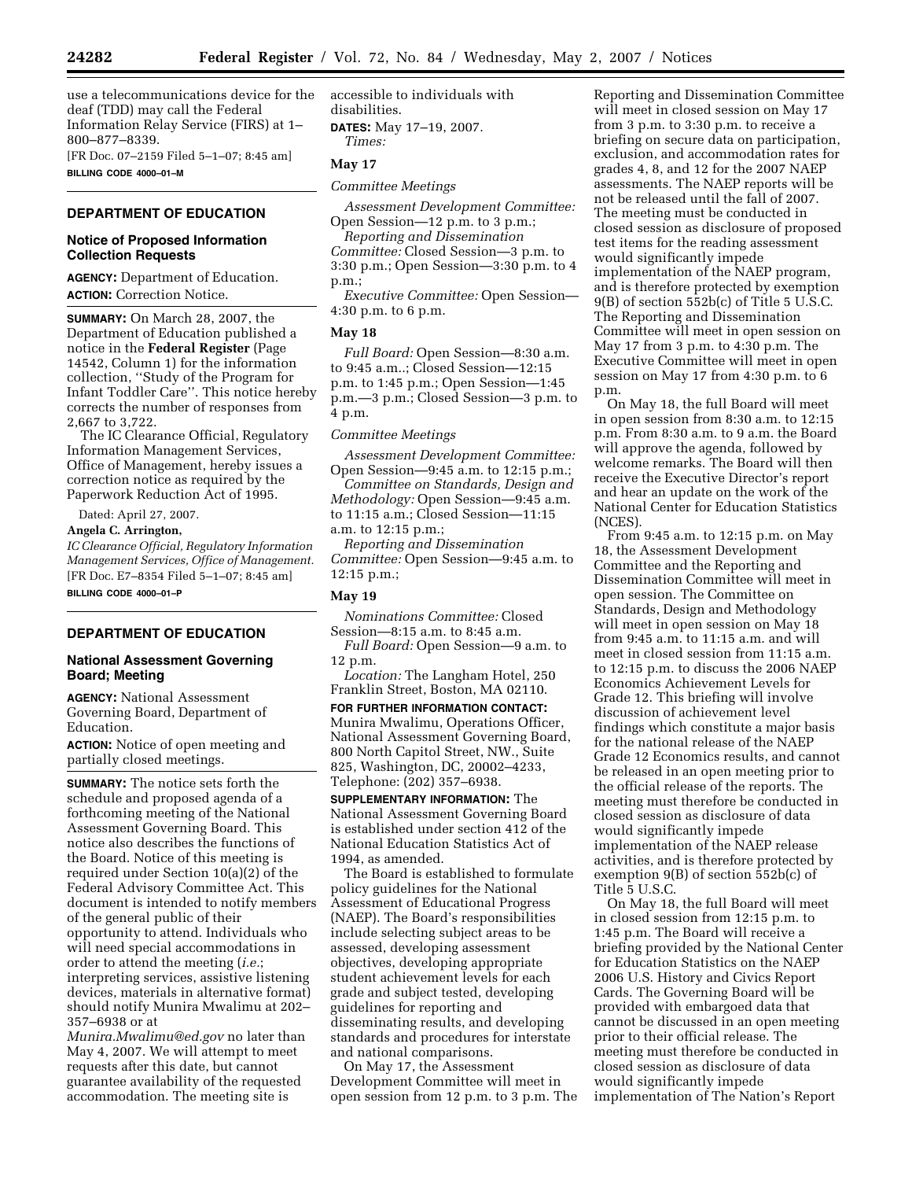use a telecommunications device for the deaf (TDD) may call the Federal Information Relay Service (FIRS) at 1–800–877–8339.

[FR Doc. 07–2159 Filed 5–1–07; 8:45 am]

**BILLING CODE 4000–01–M**

## DEPARTMENT OF EDUCATION

### Notice of Proposed Information Collection Requests

**AGENCY:** Department of Education.

**ACTION:** Correction Notice.

**SUMMARY:** On March 28, 2007, the Department of Education published a notice in the **Federal Register** (Page 14542, Column 1) for the information collection, ''Study of the Program for Infant Toddler Care''. This notice hereby corrects the number of responses from 2,667 to 3,722.

The IC Clearance Official, Regulatory Information Management Services, Office of Management, hereby issues a correction notice as required by the Paperwork Reduction Act of 1995.

Dated: April 27, 2007.

**Angela C. Arrington,**

*IC Clearance Official, Regulatory Information Management Services, Office of Management.*

[FR Doc. E7–8354 Filed 5–1–07; 8:45 am]

**BILLING CODE 4000–01–P**

## DEPARTMENT OF EDUCATION

### National Assessment Governing Board; Meeting

**AGENCY:** National Assessment Governing Board, Department of Education.

**ACTION:** Notice of open meeting and partially closed meetings.

**SUMMARY:** The notice sets forth the schedule and proposed agenda of a forthcoming meeting of the National Assessment Governing Board. This notice also describes the functions of the Board. Notice of this meeting is required under Section 10(a)(2) of the Federal Advisory Committee Act. This document is intended to notify members of the general public of their opportunity to attend. Individuals who will need special accommodations in order to attend the meeting (*i.e.*; interpreting services, assistive listening devices, materials in alternative format) should notify Munira Mwalimu at 202–357–6938 or at *Munira.Mwalimu@ed.gov* no later than May 4, 2007. We will attempt to meet requests after this date, but cannot guarantee availability of the requested accommodation. The meeting site is accessible to individuals with disabilities.

**DATES:** May 17–19, 2007.

*Times:*

**May 17**

*Committee Meetings*

*Assessment Development Committee:* Open Session—12 p.m. to 3 p.m.;

*Reporting and Dissemination Committee:* Closed Session—3 p.m. to 3:30 p.m.; Open Session—3:30 p.m. to 4 p.m.;

*Executive Committee:* Open Session—4:30 p.m. to 6 p.m.

**May 18**

*Full Board:* Open Session—8:30 a.m. to 9:45 a.m..; Closed Session—12:15 p.m. to 1:45 p.m.; Open Session—1:45 p.m.—3 p.m.; Closed Session—3 p.m. to 4 p.m.

*Committee Meetings*

*Assessment Development Committee:* Open Session—9:45 a.m. to 12:15 p.m.;

*Committee on Standards, Design and Methodology:* Open Session—9:45 a.m. to 11:15 a.m.; Closed Session—11:15 a.m. to 12:15 p.m.;

*Reporting and Dissemination Committee:* Open Session—9:45 a.m. to 12:15 p.m.;

**May 19**

*Nominations Committee:* Closed Session—8:15 a.m. to 8:45 a.m.

*Full Board:* Open Session—9 a.m. to 12 p.m.

*Location:* The Langham Hotel, 250 Franklin Street, Boston, MA 02110.

**FOR FURTHER INFORMATION CONTACT:** Munira Mwalimu, Operations Officer, National Assessment Governing Board, 800 North Capitol Street, NW., Suite 825, Washington, DC, 20002–4233, Telephone: (202) 357–6938.

**SUPPLEMENTARY INFORMATION:** The National Assessment Governing Board is established under section 412 of the National Education Statistics Act of 1994, as amended.

The Board is established to formulate policy guidelines for the National Assessment of Educational Progress (NAEP). The Board's responsibilities include selecting subject areas to be assessed, developing assessment objectives, developing appropriate student achievement levels for each grade and subject tested, developing guidelines for reporting and disseminating results, and developing standards and procedures for interstate and national comparisons.

On May 17, the Assessment Development Committee will meet in open session from 12 p.m. to 3 p.m. The Reporting and Dissemination Committee will meet in closed session on May 17 from 3 p.m. to 3:30 p.m. to receive a briefing on secure data on participation, exclusion, and accommodation rates for grades 4, 8, and 12 for the 2007 NAEP assessments. The NAEP reports will be not be released until the fall of 2007. The meeting must be conducted in closed session as disclosure of proposed test items for the reading assessment would significantly impede implementation of the NAEP program, and is therefore protected by exemption 9(B) of section 552b(c) of Title 5 U.S.C. The Reporting and Dissemination Committee will meet in open session on May 17 from 3 p.m. to 4:30 p.m. The Executive Committee will meet in open session on May 17 from 4:30 p.m. to 6 p.m.

On May 18, the full Board will meet in open session from 8:30 a.m. to 12:15 p.m. From 8:30 a.m. to 9 a.m. the Board will approve the agenda, followed by welcome remarks. The Board will then receive the Executive Director's report and hear an update on the work of the National Center for Education Statistics (NCES).

From 9:45 a.m. to 12:15 p.m. on May 18, the Assessment Development Committee and the Reporting and Dissemination Committee will meet in open session. The Committee on Standards, Design and Methodology will meet in open session on May 18 from 9:45 a.m. to 11:15 a.m. and will meet in closed session from 11:15 a.m. to 12:15 p.m. to discuss the 2006 NAEP Economics Achievement Levels for Grade 12. This briefing will involve discussion of achievement level findings which constitute a major basis for the national release of the NAEP Grade 12 Economics results, and cannot be released in an open meeting prior to the official release of the reports. The meeting must therefore be conducted in closed session as disclosure of data would significantly impede implementation of the NAEP release activities, and is therefore protected by exemption 9(B) of section 552b(c) of Title 5 U.S.C.

On May 18, the full Board will meet in closed session from 12:15 p.m. to 1:45 p.m. The Board will receive a briefing provided by the National Center for Education Statistics on the NAEP 2006 U.S. History and Civics Report Cards. The Governing Board will be provided with embargoed data that cannot be discussed in an open meeting prior to their official release. The meeting must therefore be conducted in closed session as disclosure of data would significantly impede implementation of The Nation's Report